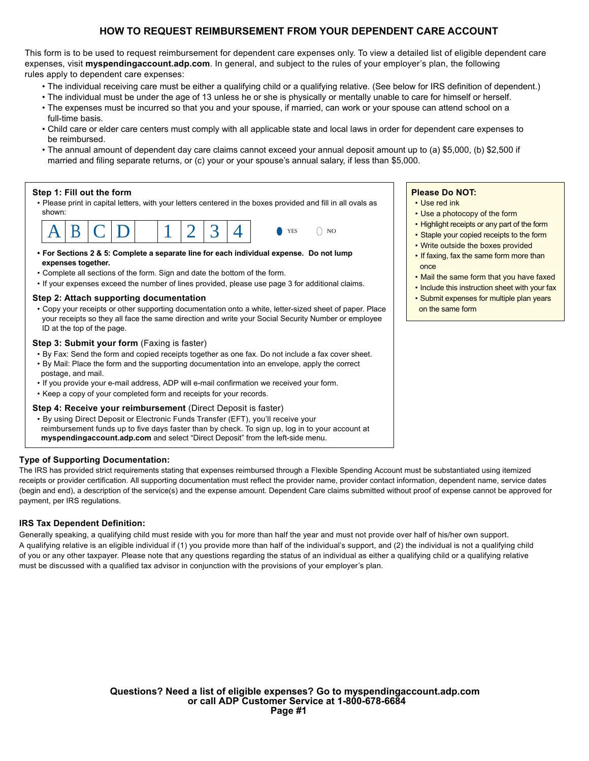# HOW TO REQUEST REIMBURSEMENT FROM YOUR DEPENDENT CARE ACCOUNT

This form is to be used to request reimbursement for dependent care expenses only. To view a detailed list of eligible dependent care expenses, visit **myspendingaccount.adp.com**. In general, and subject to the rules of your employer's plan, the following rules apply to dependent care expenses:

- The individual receiving care must be either a qualifying child or a qualifying relative. (See below for IRS definition of dependent.)
- The individual must be under the age of 13 unless he or she is physically or mentally unable to care for himself or herself.
- The expenses must be incurred so that you and your spouse, if married, can work or your spouse can attend school on a full-time basis.
- Child care or elder care centers must comply with all applicable state and local laws in order for dependent care expenses to be reimbursed.
- The annual amount of dependent day care claims cannot exceed your annual deposit amount up to (a) $5,000, (b) $2,500 if married and filing separate returns, or (c) your or your spouse's annual salary, if less than $5,000.

### Step 1: Fill out the form

- Please print in capital letters, with your letters centered in the boxes provided and fill in all ovals as shown:

| A | B | C | D |  | 1 | 2 | 3 | 4 |
|---|---|---|---|---|---|---|---|---|

● YES ○ NO

- **For Sections 2 & 5: Complete a separate line for each individual expense. Do not lump expenses together.**
- Complete all sections of the form. Sign and date the bottom of the form.
- If your expenses exceed the number of lines provided, please use page 3 for additional claims.

### Step 2: Attach supporting documentation

- Copy your receipts or other supporting documentation onto a white, letter-sized sheet of paper. Place your receipts so they all face the same direction and write your Social Security Number or employee ID at the top of the page.

### Step 3: Submit your form (Faxing is faster)

- By Fax: Send the form and copied receipts together as one fax. Do not include a fax cover sheet.
- By Mail: Place the form and the supporting documentation into an envelope, apply the correct postage, and mail.
- If you provide your e-mail address, ADP will e-mail confirmation we received your form.
- Keep a copy of your completed form and receipts for your records.

### Step 4: Receive your reimbursement (Direct Deposit is faster)

- By using Direct Deposit or Electronic Funds Transfer (EFT), you'll receive your reimbursement funds up to five days faster than by check. To sign up, log in to your account at **myspendingaccount.adp.com** and select "Direct Deposit" from the left-side menu.

### Please Do NOT:

- Use red ink
- Use a photocopy of the form
- Highlight receipts or any part of the form
- Staple your copied receipts to the form
- Write outside the boxes provided
- If faxing, fax the same form more than once
- Mail the same form that you have faxed
- Include this instruction sheet with your fax
- Submit expenses for multiple plan years on the same form

### Type of Supporting Documentation:

The IRS has provided strict requirements stating that expenses reimbursed through a Flexible Spending Account must be substantiated using itemized receipts or provider certification. All supporting documentation must reflect the provider name, provider contact information, dependent name, service dates (begin and end), a description of the service(s) and the expense amount. Dependent Care claims submitted without proof of expense cannot be approved for payment, per IRS regulations.

### IRS Tax Dependent Definition:

Generally speaking, a qualifying child must reside with you for more than half the year and must not provide over half of his/her own support. A qualifying relative is an eligible individual if (1) you provide more than half of the individual's support, and (2) the individual is not a qualifying child of you or any other taxpayer. Please note that any questions regarding the status of an individual as either a qualifying child or a qualifying relative must be discussed with a qualified tax advisor in conjunction with the provisions of your employer's plan.

**Questions? Need a list of eligible expenses? Go to myspendingaccount.adp.com or call ADP Customer Service at 1-800-678-6684**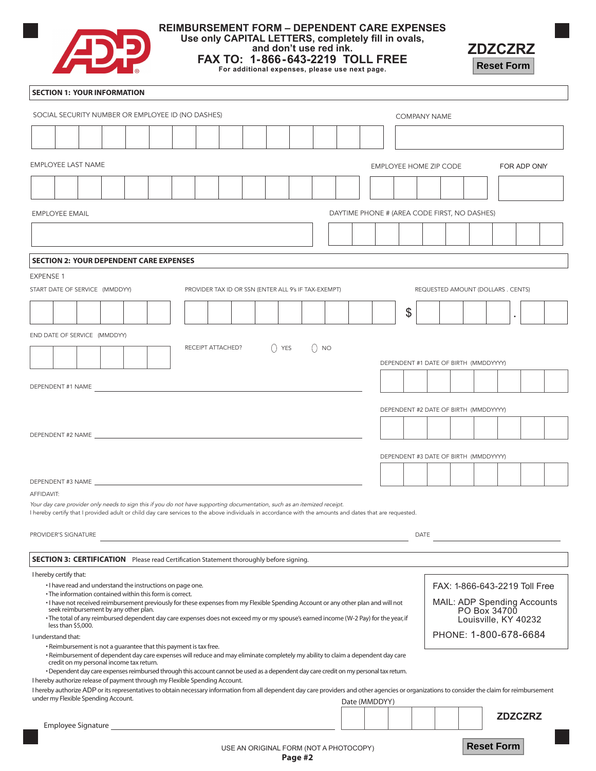# REIMBURSEMENT FORM – DEPENDENT CARE EXPENSES

**Use only CAPITAL LETTERS, completely fill in ovals, and don't use red ink.**

**FAX TO: 1-866-643-2219 TOLL FREE**

**For additional expenses, please use next page.**

**ZDZCZRZ**

Reset Form

## SECTION 1: YOUR INFORMATION

SOCIAL SECURITY NUMBER OR EMPLOYEE ID (NO DASHES)

COMPANY NAME

EMPLOYEE LAST NAME

EMPLOYEE HOME ZIP CODE

FOR ADP ONLY

EMPLOYEE EMAIL

DAYTIME PHONE # (AREA CODE FIRST, NO DASHES)

## SECTION 2: YOUR DEPENDENT CARE EXPENSES

EXPENSE 1

START DATE OF SERVICE (MMDDYY)

PROVIDER TAX ID OR SSN (ENTER ALL 9's IF TAX-EXEMPT)

REQUESTED AMOUNT (DOLLARS . CENTS)

$ .

END DATE OF SERVICE (MMDDYY)

RECEIPT ATTACHED? ◯ YES ◯ NO

DEPENDENT #1 DATE OF BIRTH (MMDDYYYY)

DEPENDENT #1 NAME ______________________

DEPENDENT #2 DATE OF BIRTH (MMDDYYYY)

DEPENDENT #2 NAME ______________________

DEPENDENT #3 DATE OF BIRTH (MMDDYYYY)

DEPENDENT #3 NAME ______________________

AFFIDAVIT:

*Your day care provider only needs to sign this if you do not have supporting documentation, such as an itemized receipt.*

I hereby certify that I provided adult or child day care services to the above individuals in accordance with the amounts and dates that are requested.

PROVIDER'S SIGNATURE ______________________ DATE ____________

## SECTION 3: CERTIFICATION

Please read Certification Statement thoroughly before signing.

I hereby certify that:

- I have read and understand the instructions on page one.
- The information contained within this form is correct.
- I have not received reimbursement previously for these expenses from my Flexible Spending Account or any other plan and will not seek reimbursement by any other plan.
- The total of any reimbursed dependent day care expenses does not exceed my or my spouse's earned income (W-2 Pay) for the year, if less than $5,000.

I understand that:

- Reimbursement is not a guarantee that this payment is tax free.
- Reimbursement of dependent day care expenses will reduce and may eliminate completely my ability to claim a dependent day care credit on my personal income tax return.
- Dependent day care expenses reimbursed through this account cannot be used as a dependent day care credit on my personal tax return.

I hereby authorize release of payment through my Flexible Spending Account.

I hereby authorize ADP or its representatives to obtain necessary information from all dependent day care providers and other agencies or organizations to consider the claim for reimbursement under my Flexible Spending Account.

FAX: 1-866-643-2219 Toll Free

MAIL: ADP Spending Accounts
PO Box 34700
Louisville, KY 40232

PHONE: 1-800-678-6684

Employee Signature ______________________

Date (MMDDYY)

**ZDZCZRZ**

USE AN ORIGINAL FORM (NOT A PHOTOCOPY)

Reset Form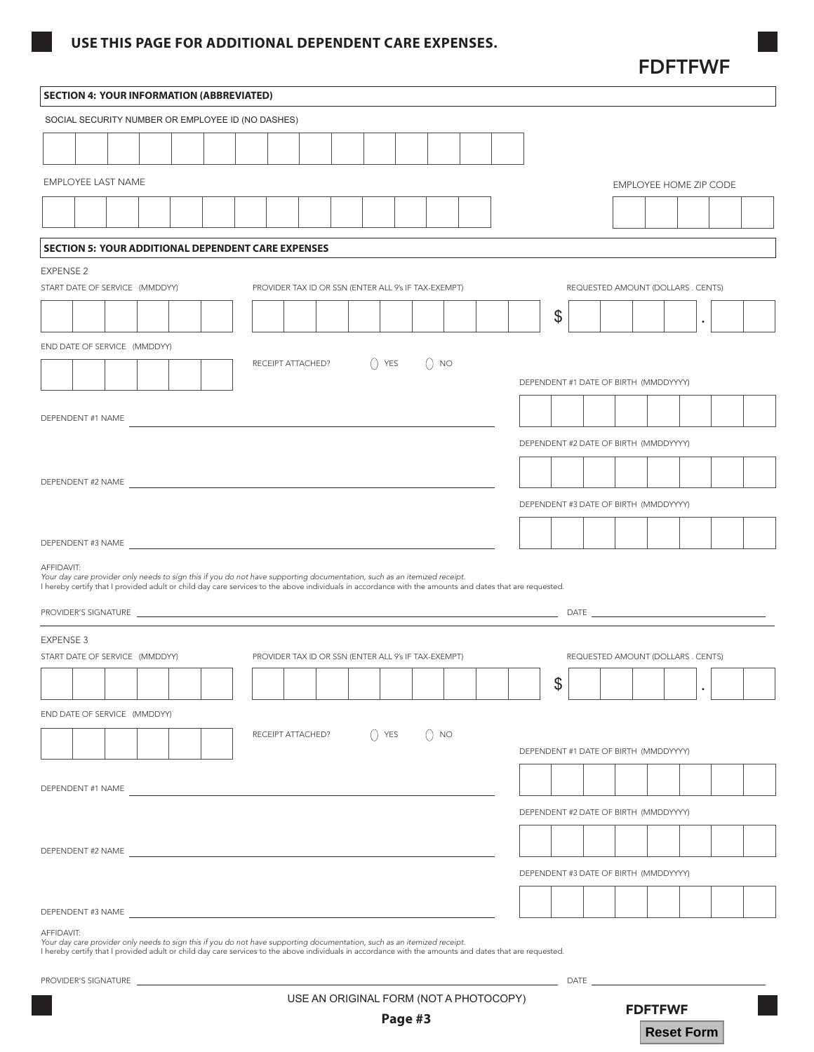**USE THIS PAGE FOR ADDITIONAL DEPENDENT CARE EXPENSES.**

**FDFTFWF**

## SECTION 4: YOUR INFORMATION (ABBREVIATED)

SOCIAL SECURITY NUMBER OR EMPLOYEE ID (NO DASHES)

EMPLOYEE LAST NAME

EMPLOYEE HOME ZIP CODE

## SECTION 5: YOUR ADDITIONAL DEPENDENT CARE EXPENSES

### EXPENSE 2

START DATE OF SERVICE (MMDDYY)

PROVIDER TAX ID OR SSN (ENTER ALL 9's IF TAX-EXEMPT)

REQUESTED AMOUNT (DOLLARS . CENTS)

$ .

END DATE OF SERVICE (MMDDYY)

RECEIPT ATTACHED? ◯ YES ◯ NO

DEPENDENT #1 DATE OF BIRTH (MMDDYYYY)

DEPENDENT #1 NAME

DEPENDENT #2 DATE OF BIRTH (MMDDYYYY)

DEPENDENT #2 NAME

DEPENDENT #3 DATE OF BIRTH (MMDDYYYY)

DEPENDENT #3 NAME

AFFIDAVIT:
*Your day care provider only needs to sign this if you do not have supporting documentation, such as an itemized receipt.*
I hereby certify that I provided adult or child day care services to the above individuals in accordance with the amounts and dates that are requested.

PROVIDER'S SIGNATURE ______________________ DATE ______________

### EXPENSE 3

START DATE OF SERVICE (MMDDYY)

PROVIDER TAX ID OR SSN (ENTER ALL 9's IF TAX-EXEMPT)

REQUESTED AMOUNT (DOLLARS . CENTS)

$ .

END DATE OF SERVICE (MMDDYY)

RECEIPT ATTACHED? ◯ YES ◯ NO

DEPENDENT #1 DATE OF BIRTH (MMDDYYYY)

DEPENDENT #1 NAME

DEPENDENT #2 DATE OF BIRTH (MMDDYYYY)

DEPENDENT #2 NAME

DEPENDENT #3 DATE OF BIRTH (MMDDYYYY)

DEPENDENT #3 NAME

AFFIDAVIT:
*Your day care provider only needs to sign this if you do not have supporting documentation, such as an itemized receipt.*
I hereby certify that I provided adult or child day care services to the above individuals in accordance with the amounts and dates that are requested.

PROVIDER'S SIGNATURE ______________________ DATE ______________

USE AN ORIGINAL FORM (NOT A PHOTOCOPY)

**FDFTFWF**

Reset Form